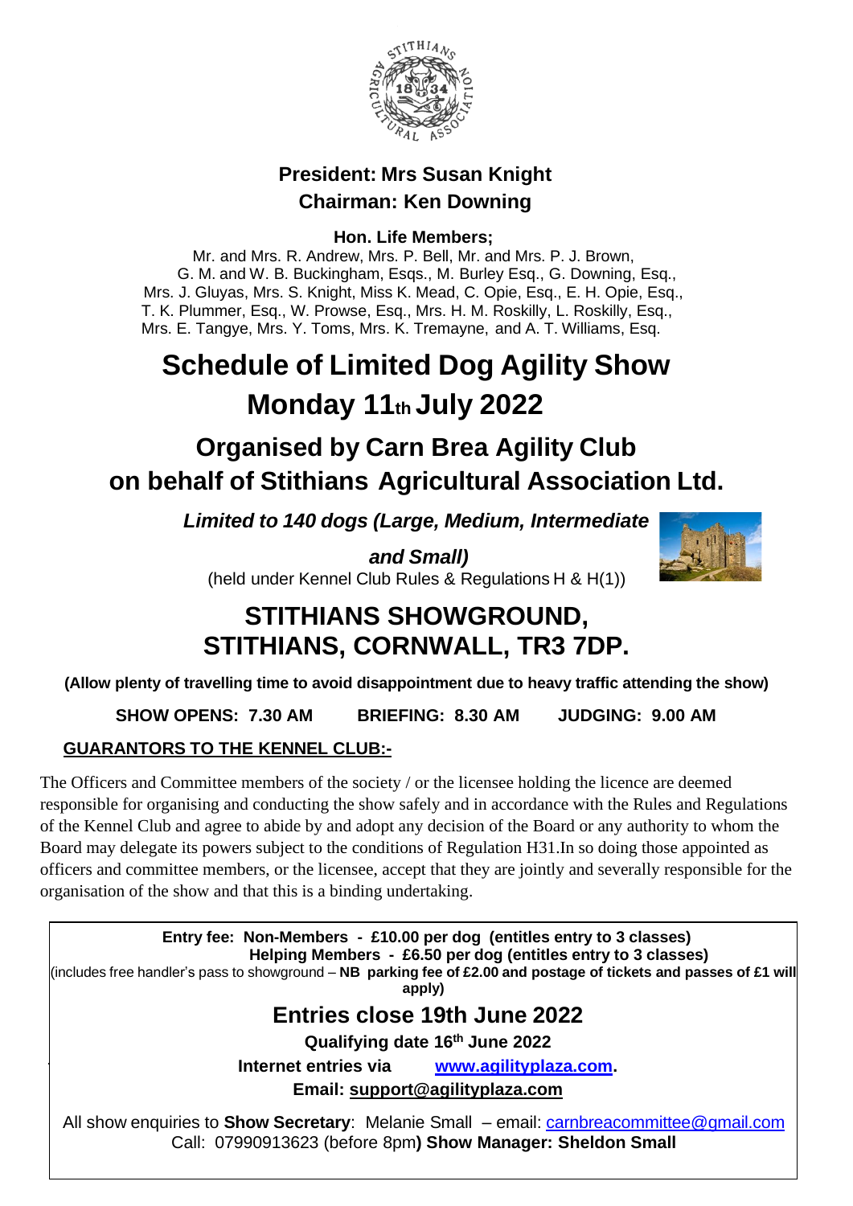**President: Mrs Susan Knight**
**Chairman: Ken Downing**

**Hon. Life Members;**

Mr. and Mrs. R. Andrew, Mrs. P. Bell, Mr. and Mrs. P. J. Brown, G. M. and W. B. Buckingham, Esqs., M. Burley Esq., G. Downing, Esq., Mrs. J. Gluyas, Mrs. S. Knight, Miss K. Mead, C. Opie, Esq., E. H. Opie, Esq., T. K. Plummer, Esq., W. Prowse, Esq., Mrs. H. M. Roskilly, L. Roskilly, Esq., Mrs. E. Tangye, Mrs. Y. Toms, Mrs. K. Tremayne, and A. T. Williams, Esq.

# Schedule of Limited Dog Agility Show
# Monday 11th July 2022

## Organised by Carn Brea Agility Club on behalf of Stithians Agricultural Association Ltd.

***Limited to 140 dogs (Large, Medium, Intermediate and Small)***

(held under Kennel Club Rules & Regulations H & H(1))

## STITHIANS SHOWGROUND, STITHIANS, CORNWALL, TR3 7DP.

**(Allow plenty of travelling time to avoid disappointment due to heavy traffic attending the show)**

**SHOW OPENS: 7.30 AM BRIEFING: 8.30 AM JUDGING: 9.00 AM**

**GUARANTORS TO THE KENNEL CLUB:-**

The Officers and Committee members of the society / or the licensee holding the licence are deemed responsible for organising and conducting the show safely and in accordance with the Rules and Regulations of the Kennel Club and agree to abide by and adopt any decision of the Board or any authority to whom the Board may delegate its powers subject to the conditions of Regulation H31.In so doing those appointed as officers and committee members, or the licensee, accept that they are jointly and severally responsible for the organisation of the show and that this is a binding undertaking.

**Entry fee: Non-Members - £10.00 per dog (entitles entry to 3 classes)**
**Helping Members - £6.50 per dog (entitles entry to 3 classes)**
(includes free handler's pass to showground – **NB parking fee of £2.00 and postage of tickets and passes of £1 will apply)**

## Entries close 19th June 2022

**Qualifying date 16th June 2022**

**Internet entries via www.agilityplaza.com.**

**Email: support@agilityplaza.com**

All show enquiries to **Show Secretary**: Melanie Small – email: carnbreacommittee@gmail.com
Call: 07990913623 (before 8pm**) Show Manager: Sheldon Small**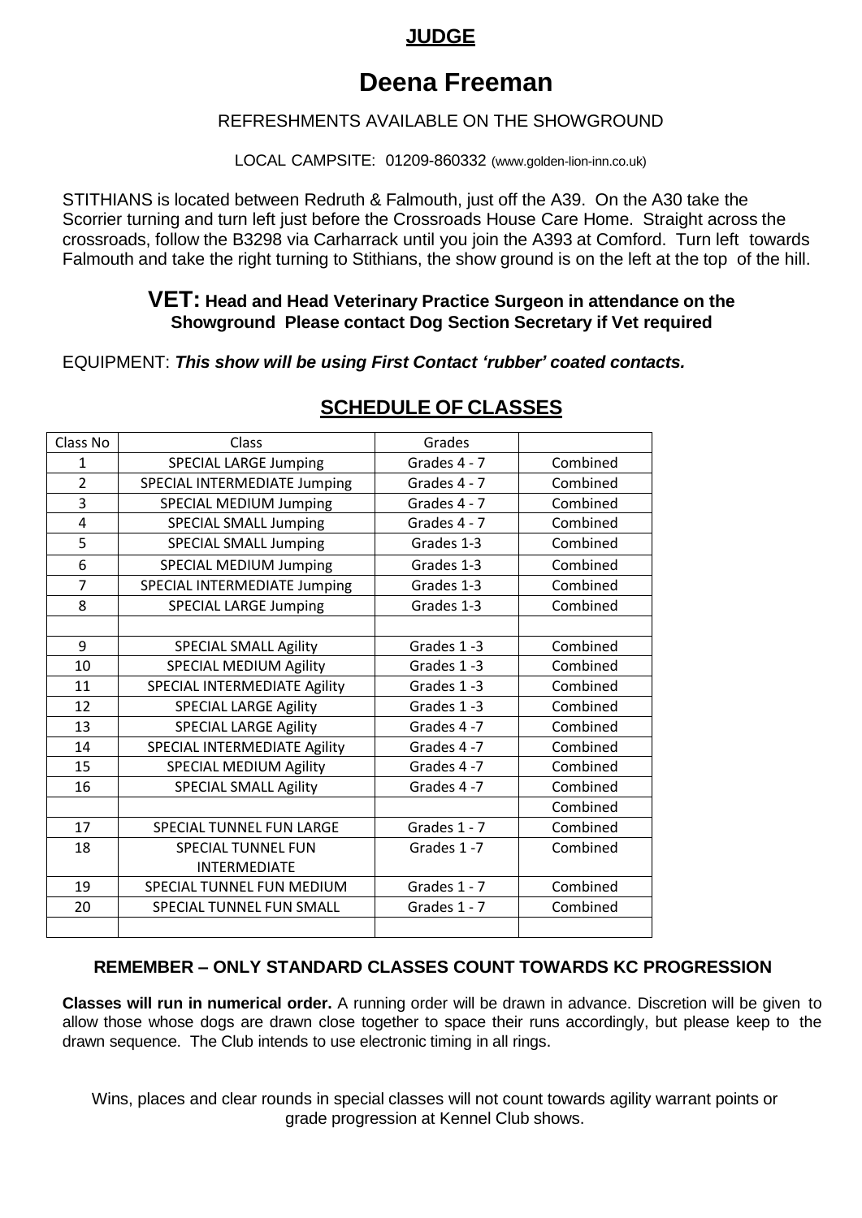**JUDGE**

# Deena Freeman

REFRESHMENTS AVAILABLE ON THE SHOWGROUND

LOCAL CAMPSITE: 01209-860332 (www.golden-lion-inn.co.uk)

STITHIANS is located between Redruth & Falmouth, just off the A39. On the A30 take the Scorrier turning and turn left just before the Crossroads House Care Home. Straight across the crossroads, follow the B3298 via Carharrack until you join the A393 at Comford. Turn left towards Falmouth and take the right turning to Stithians, the show ground is on the left at the top of the hill.

**VET: Head and Head Veterinary Practice Surgeon in attendance on the Showground Please contact Dog Section Secretary if Vet required**

EQUIPMENT: ***This show will be using First Contact 'rubber' coated contacts.***

## SCHEDULE OF CLASSES

| Class No | Class | Grades | |
|---|---|---|---|
| 1 | SPECIAL LARGE Jumping | Grades 4 - 7 | Combined |
| 2 | SPECIAL INTERMEDIATE Jumping | Grades 4 - 7 | Combined |
| 3 | SPECIAL MEDIUM Jumping | Grades 4 - 7 | Combined |
| 4 | SPECIAL SMALL Jumping | Grades 4 - 7 | Combined |
| 5 | SPECIAL SMALL Jumping | Grades 1-3 | Combined |
| 6 | SPECIAL MEDIUM Jumping | Grades 1-3 | Combined |
| 7 | SPECIAL INTERMEDIATE Jumping | Grades 1-3 | Combined |
| 8 | SPECIAL LARGE Jumping | Grades 1-3 | Combined |
| | | | |
| 9 | SPECIAL SMALL Agility | Grades 1 -3 | Combined |
| 10 | SPECIAL MEDIUM Agility | Grades 1 -3 | Combined |
| 11 | SPECIAL INTERMEDIATE Agility | Grades 1 -3 | Combined |
| 12 | SPECIAL LARGE Agility | Grades 1 -3 | Combined |
| 13 | SPECIAL LARGE Agility | Grades 4 -7 | Combined |
| 14 | SPECIAL INTERMEDIATE Agility | Grades 4 -7 | Combined |
| 15 | SPECIAL MEDIUM Agility | Grades 4 -7 | Combined |
| 16 | SPECIAL SMALL Agility | Grades 4 -7 | Combined |
| | | | Combined |
| 17 | SPECIAL TUNNEL FUN LARGE | Grades 1 - 7 | Combined |
| 18 | SPECIAL TUNNEL FUN INTERMEDIATE | Grades 1 -7 | Combined |
| 19 | SPECIAL TUNNEL FUN MEDIUM | Grades 1 - 7 | Combined |
| 20 | SPECIAL TUNNEL FUN SMALL | Grades 1 - 7 | Combined |
| | | | |

**REMEMBER – ONLY STANDARD CLASSES COUNT TOWARDS KC PROGRESSION**

**Classes will run in numerical order.** A running order will be drawn in advance. Discretion will be given to allow those whose dogs are drawn close together to space their runs accordingly, but please keep to the drawn sequence. The Club intends to use electronic timing in all rings.

Wins, places and clear rounds in special classes will not count towards agility warrant points or grade progression at Kennel Club shows.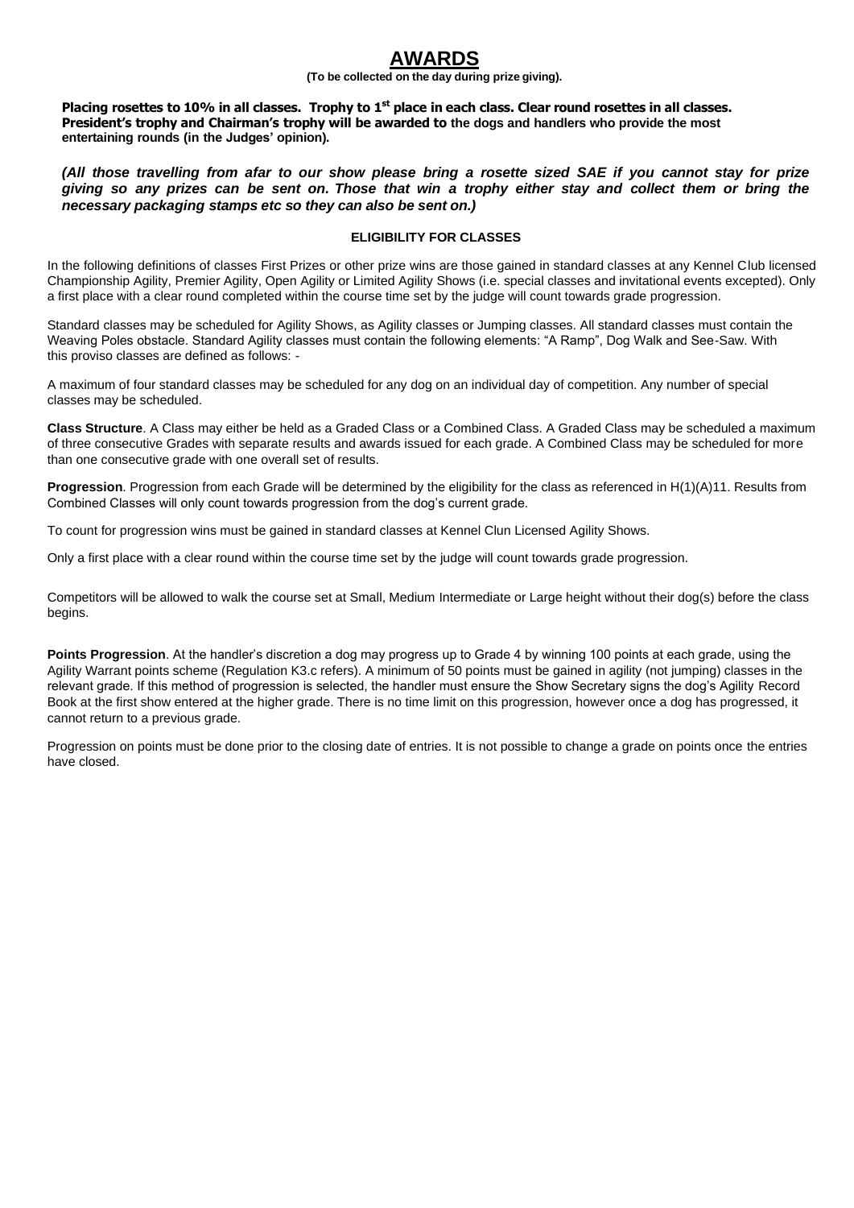# AWARDS

**(To be collected on the day during prize giving).**

**Placing rosettes to 10% in all classes. Trophy to 1st place in each class. Clear round rosettes in all classes. President's trophy and Chairman's trophy will be awarded to the dogs and handlers who provide the most entertaining rounds (in the Judges' opinion).**

***(All those travelling from afar to our show please bring a rosette sized SAE if you cannot stay for prize giving so any prizes can be sent on. Those that win a trophy either stay and collect them or bring the necessary packaging stamps etc so they can also be sent on.)***

## ELIGIBILITY FOR CLASSES

In the following definitions of classes First Prizes or other prize wins are those gained in standard classes at any Kennel Club licensed Championship Agility, Premier Agility, Open Agility or Limited Agility Shows (i.e. special classes and invitational events excepted). Only a first place with a clear round completed within the course time set by the judge will count towards grade progression.

Standard classes may be scheduled for Agility Shows, as Agility classes or Jumping classes. All standard classes must contain the Weaving Poles obstacle. Standard Agility classes must contain the following elements: "A Ramp", Dog Walk and See-Saw. With this proviso classes are defined as follows: -

A maximum of four standard classes may be scheduled for any dog on an individual day of competition. Any number of special classes may be scheduled.

**Class Structure**. A Class may either be held as a Graded Class or a Combined Class. A Graded Class may be scheduled a maximum of three consecutive Grades with separate results and awards issued for each grade. A Combined Class may be scheduled for more than one consecutive grade with one overall set of results.

**Progression**. Progression from each Grade will be determined by the eligibility for the class as referenced in H(1)(A)11. Results from Combined Classes will only count towards progression from the dog's current grade.

To count for progression wins must be gained in standard classes at Kennel Clun Licensed Agility Shows.

Only a first place with a clear round within the course time set by the judge will count towards grade progression.

Competitors will be allowed to walk the course set at Small, Medium Intermediate or Large height without their dog(s) before the class begins.

**Points Progression**. At the handler's discretion a dog may progress up to Grade 4 by winning 100 points at each grade, using the Agility Warrant points scheme (Regulation K3.c refers). A minimum of 50 points must be gained in agility (not jumping) classes in the relevant grade. If this method of progression is selected, the handler must ensure the Show Secretary signs the dog's Agility Record Book at the first show entered at the higher grade. There is no time limit on this progression, however once a dog has progressed, it cannot return to a previous grade.

Progression on points must be done prior to the closing date of entries. It is not possible to change a grade on points once the entries have closed.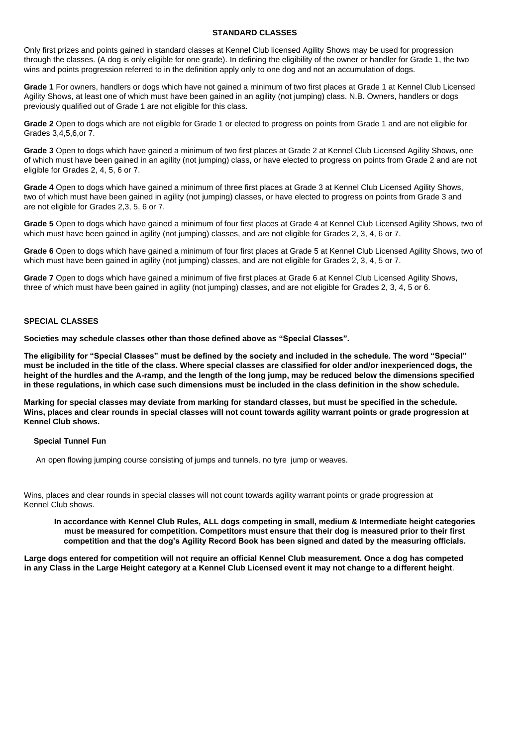## STANDARD CLASSES

Only first prizes and points gained in standard classes at Kennel Club licensed Agility Shows may be used for progression through the classes. (A dog is only eligible for one grade). In defining the eligibility of the owner or handler for Grade 1, the two wins and points progression referred to in the definition apply only to one dog and not an accumulation of dogs.

**Grade 1** For owners, handlers or dogs which have not gained a minimum of two first places at Grade 1 at Kennel Club Licensed Agility Shows, at least one of which must have been gained in an agility (not jumping) class. N.B. Owners, handlers or dogs previously qualified out of Grade 1 are not eligible for this class.

**Grade 2** Open to dogs which are not eligible for Grade 1 or elected to progress on points from Grade 1 and are not eligible for Grades 3,4,5,6,or 7.

**Grade 3** Open to dogs which have gained a minimum of two first places at Grade 2 at Kennel Club Licensed Agility Shows, one of which must have been gained in an agility (not jumping) class, or have elected to progress on points from Grade 2 and are not eligible for Grades 2, 4, 5, 6 or 7.

**Grade 4** Open to dogs which have gained a minimum of three first places at Grade 3 at Kennel Club Licensed Agility Shows, two of which must have been gained in agility (not jumping) classes, or have elected to progress on points from Grade 3 and are not eligible for Grades 2,3, 5, 6 or 7.

**Grade 5** Open to dogs which have gained a minimum of four first places at Grade 4 at Kennel Club Licensed Agility Shows, two of which must have been gained in agility (not jumping) classes, and are not eligible for Grades 2, 3, 4, 6 or 7.

**Grade 6** Open to dogs which have gained a minimum of four first places at Grade 5 at Kennel Club Licensed Agility Shows, two of which must have been gained in agility (not jumping) classes, and are not eligible for Grades 2, 3, 4, 5 or 7.

**Grade 7** Open to dogs which have gained a minimum of five first places at Grade 6 at Kennel Club Licensed Agility Shows, three of which must have been gained in agility (not jumping) classes, and are not eligible for Grades 2, 3, 4, 5 or 6.

## SPECIAL CLASSES

**Societies may schedule classes other than those defined above as "Special Classes".**

**The eligibility for "Special Classes" must be defined by the society and included in the schedule. The word "Special" must be included in the title of the class. Where special classes are classified for older and/or inexperienced dogs, the height of the hurdles and the A-ramp, and the length of the long jump, may be reduced below the dimensions specified in these regulations, in which case such dimensions must be included in the class definition in the show schedule.**

**Marking for special classes may deviate from marking for standard classes, but must be specified in the schedule. Wins, places and clear rounds in special classes will not count towards agility warrant points or grade progression at Kennel Club shows.**

### Special Tunnel Fun

An open flowing jumping course consisting of jumps and tunnels, no tyre jump or weaves.

Wins, places and clear rounds in special classes will not count towards agility warrant points or grade progression at Kennel Club shows.

**In accordance with Kennel Club Rules, ALL dogs competing in small, medium & Intermediate height categories must be measured for competition. Competitors must ensure that their dog is measured prior to their first competition and that the dog's Agility Record Book has been signed and dated by the measuring officials.**

**Large dogs entered for competition will not require an official Kennel Club measurement. Once a dog has competed in any Class in the Large Height category at a Kennel Club Licensed event it may not change to a different height**.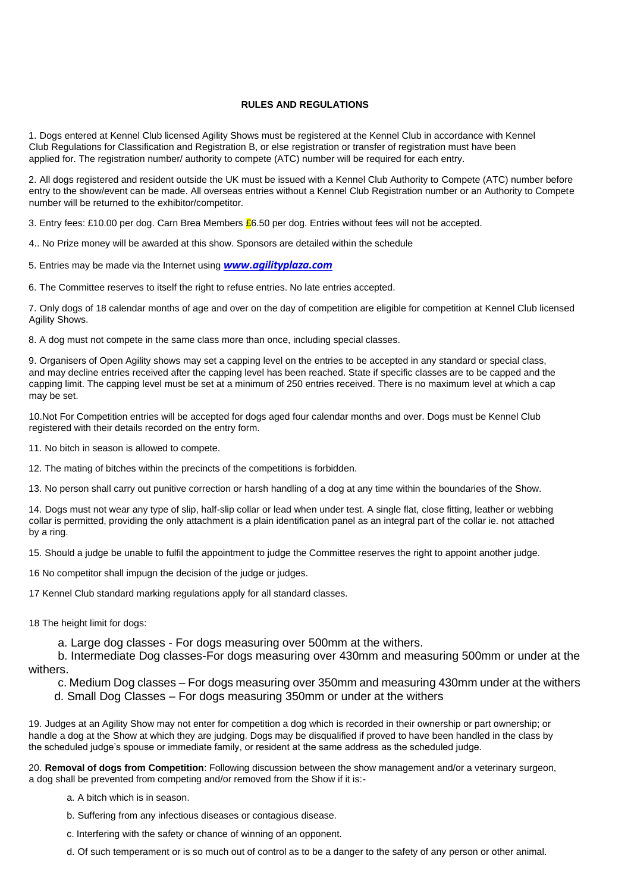**RULES AND REGULATIONS**

1. Dogs entered at Kennel Club licensed Agility Shows must be registered at the Kennel Club in accordance with Kennel Club Regulations for Classification and Registration B, or else registration or transfer of registration must have been applied for. The registration number/ authority to compete (ATC) number will be required for each entry.

2. All dogs registered and resident outside the UK must be issued with a Kennel Club Authority to Compete (ATC) number before entry to the show/event can be made. All overseas entries without a Kennel Club Registration number or an Authority to Compete number will be returned to the exhibitor/competitor.

3. Entry fees: £10.00 per dog. Carn Brea Members £6.50 per dog. Entries without fees will not be accepted.

4.. No Prize money will be awarded at this show. Sponsors are detailed within the schedule

5. Entries may be made via the Internet using ***www.agilityplaza.com***

6. The Committee reserves to itself the right to refuse entries. No late entries accepted.

7. Only dogs of 18 calendar months of age and over on the day of competition are eligible for competition at Kennel Club licensed Agility Shows.

8. A dog must not compete in the same class more than once, including special classes.

9. Organisers of Open Agility shows may set a capping level on the entries to be accepted in any standard or special class, and may decline entries received after the capping level has been reached. State if specific classes are to be capped and the capping limit. The capping level must be set at a minimum of 250 entries received. There is no maximum level at which a cap may be set.

10.Not For Competition entries will be accepted for dogs aged four calendar months and over. Dogs must be Kennel Club registered with their details recorded on the entry form.

11. No bitch in season is allowed to compete.

12. The mating of bitches within the precincts of the competitions is forbidden.

13. No person shall carry out punitive correction or harsh handling of a dog at any time within the boundaries of the Show.

14. Dogs must not wear any type of slip, half-slip collar or lead when under test. A single flat, close fitting, leather or webbing collar is permitted, providing the only attachment is a plain identification panel as an integral part of the collar ie. not attached by a ring.

15. Should a judge be unable to fulfil the appointment to judge the Committee reserves the right to appoint another judge.

16 No competitor shall impugn the decision of the judge or judges.

17 Kennel Club standard marking regulations apply for all standard classes.

18 The height limit for dogs:

a. Large dog classes - For dogs measuring over 500mm at the withers.

b. Intermediate Dog classes-For dogs measuring over 430mm and measuring 500mm or under at the withers.

c. Medium Dog classes – For dogs measuring over 350mm and measuring 430mm under at the withers

d. Small Dog Classes – For dogs measuring 350mm or under at the withers

19. Judges at an Agility Show may not enter for competition a dog which is recorded in their ownership or part ownership; or handle a dog at the Show at which they are judging. Dogs may be disqualified if proved to have been handled in the class by the scheduled judge's spouse or immediate family, or resident at the same address as the scheduled judge.

20. **Removal of dogs from Competition**: Following discussion between the show management and/or a veterinary surgeon, a dog shall be prevented from competing and/or removed from the Show if it is:-

a. A bitch which is in season.

b. Suffering from any infectious diseases or contagious disease.

c. Interfering with the safety or chance of winning of an opponent.

d. Of such temperament or is so much out of control as to be a danger to the safety of any person or other animal.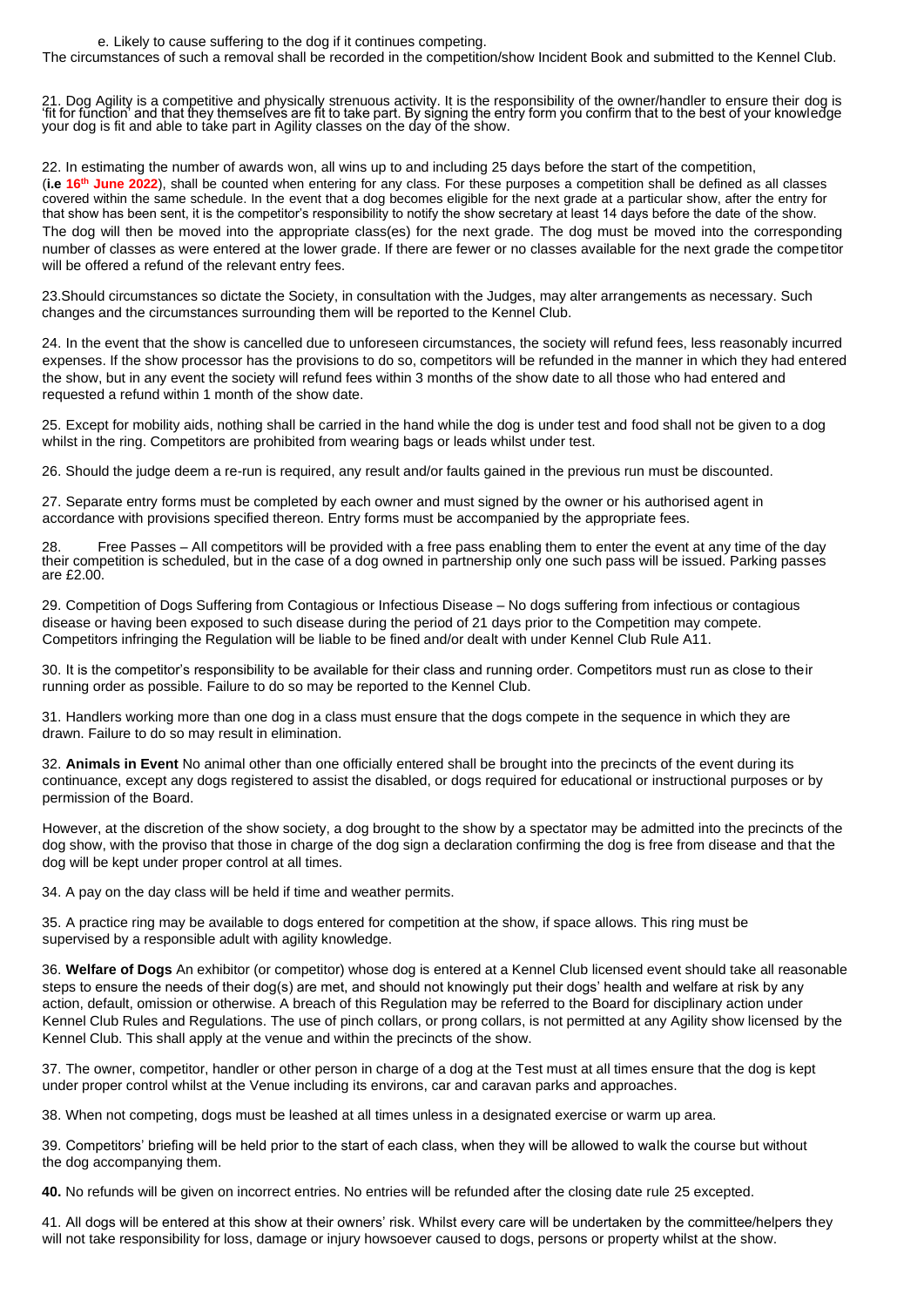e. Likely to cause suffering to the dog if it continues competing.

The circumstances of such a removal shall be recorded in the competition/show Incident Book and submitted to the Kennel Club.

21. Dog Agility is a competitive and physically strenuous activity. It is the responsibility of the owner/handler to ensure their dog is 'fit for function' and that they themselves are fit to take part. By signing the entry form you confirm that to the best of your knowledge your dog is fit and able to take part in Agility classes on the day of the show.

22. In estimating the number of awards won, all wins up to and including 25 days before the start of the competition, (**i.e 16th June 2022**), shall be counted when entering for any class. For these purposes a competition shall be defined as all classes covered within the same schedule. In the event that a dog becomes eligible for the next grade at a particular show, after the entry for that show has been sent, it is the competitor's responsibility to notify the show secretary at least 14 days before the date of the show. The dog will then be moved into the appropriate class(es) for the next grade. The dog must be moved into the corresponding number of classes as were entered at the lower grade. If there are fewer or no classes available for the next grade the competitor will be offered a refund of the relevant entry fees.

23.Should circumstances so dictate the Society, in consultation with the Judges, may alter arrangements as necessary. Such changes and the circumstances surrounding them will be reported to the Kennel Club.

24. In the event that the show is cancelled due to unforeseen circumstances, the society will refund fees, less reasonably incurred expenses. If the show processor has the provisions to do so, competitors will be refunded in the manner in which they had entered the show, but in any event the society will refund fees within 3 months of the show date to all those who had entered and requested a refund within 1 month of the show date.

25. Except for mobility aids, nothing shall be carried in the hand while the dog is under test and food shall not be given to a dog whilst in the ring. Competitors are prohibited from wearing bags or leads whilst under test.

26. Should the judge deem a re-run is required, any result and/or faults gained in the previous run must be discounted.

27. Separate entry forms must be completed by each owner and must signed by the owner or his authorised agent in accordance with provisions specified thereon. Entry forms must be accompanied by the appropriate fees.

28. Free Passes – All competitors will be provided with a free pass enabling them to enter the event at any time of the day their competition is scheduled, but in the case of a dog owned in partnership only one such pass will be issued. Parking passes are £2.00.

29. Competition of Dogs Suffering from Contagious or Infectious Disease – No dogs suffering from infectious or contagious disease or having been exposed to such disease during the period of 21 days prior to the Competition may compete. Competitors infringing the Regulation will be liable to be fined and/or dealt with under Kennel Club Rule A11.

30. It is the competitor's responsibility to be available for their class and running order. Competitors must run as close to their running order as possible. Failure to do so may be reported to the Kennel Club.

31. Handlers working more than one dog in a class must ensure that the dogs compete in the sequence in which they are drawn. Failure to do so may result in elimination.

32. **Animals in Event** No animal other than one officially entered shall be brought into the precincts of the event during its continuance, except any dogs registered to assist the disabled, or dogs required for educational or instructional purposes or by permission of the Board.

However, at the discretion of the show society, a dog brought to the show by a spectator may be admitted into the precincts of the dog show, with the proviso that those in charge of the dog sign a declaration confirming the dog is free from disease and that the dog will be kept under proper control at all times.

34. A pay on the day class will be held if time and weather permits.

35. A practice ring may be available to dogs entered for competition at the show, if space allows. This ring must be supervised by a responsible adult with agility knowledge.

36. **Welfare of Dogs** An exhibitor (or competitor) whose dog is entered at a Kennel Club licensed event should take all reasonable steps to ensure the needs of their dog(s) are met, and should not knowingly put their dogs' health and welfare at risk by any action, default, omission or otherwise. A breach of this Regulation may be referred to the Board for disciplinary action under Kennel Club Rules and Regulations. The use of pinch collars, or prong collars, is not permitted at any Agility show licensed by the Kennel Club. This shall apply at the venue and within the precincts of the show.

37. The owner, competitor, handler or other person in charge of a dog at the Test must at all times ensure that the dog is kept under proper control whilst at the Venue including its environs, car and caravan parks and approaches.

38. When not competing, dogs must be leashed at all times unless in a designated exercise or warm up area.

39. Competitors' briefing will be held prior to the start of each class, when they will be allowed to walk the course but without the dog accompanying them.

**40.** No refunds will be given on incorrect entries. No entries will be refunded after the closing date rule 25 excepted.

41. All dogs will be entered at this show at their owners' risk. Whilst every care will be undertaken by the committee/helpers they will not take responsibility for loss, damage or injury howsoever caused to dogs, persons or property whilst at the show.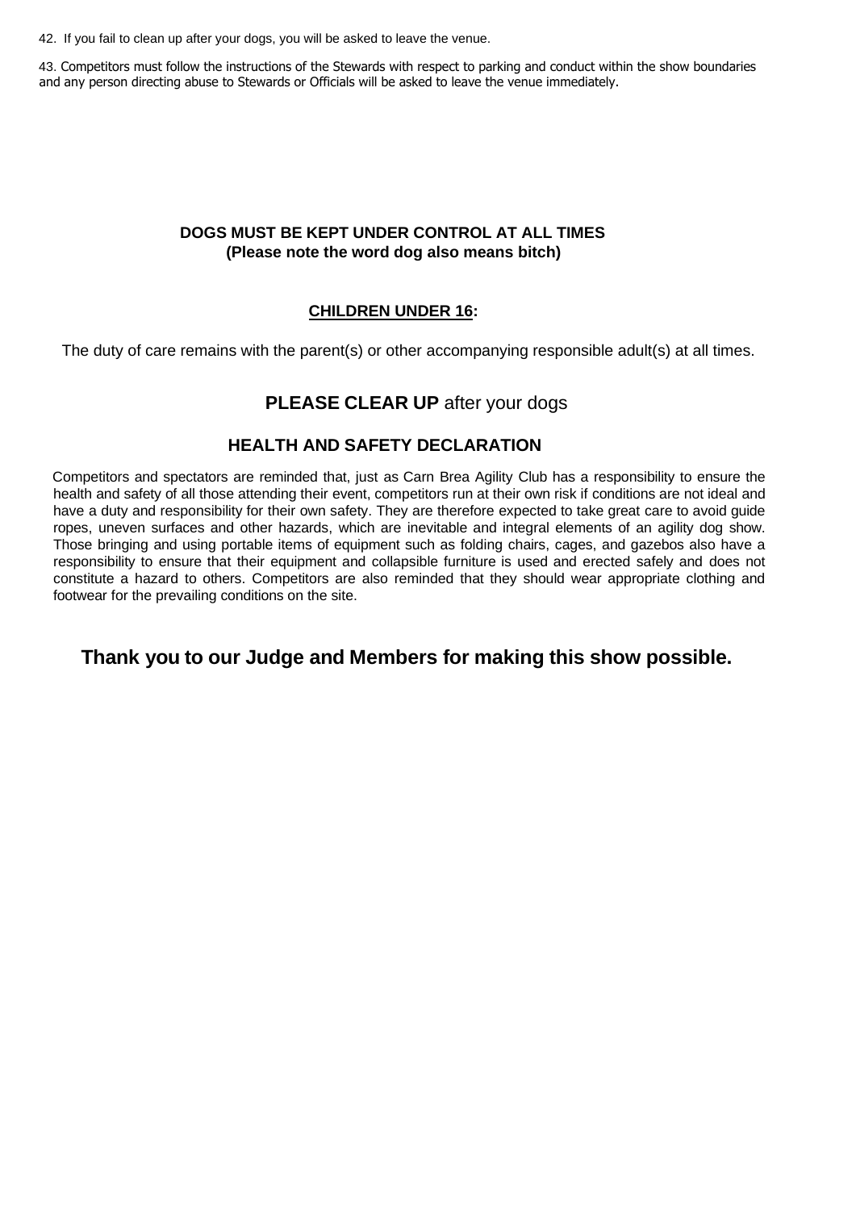42. If you fail to clean up after your dogs, you will be asked to leave the venue.

43. Competitors must follow the instructions of the Stewards with respect to parking and conduct within the show boundaries and any person directing abuse to Stewards or Officials will be asked to leave the venue immediately.

**DOGS MUST BE KEPT UNDER CONTROL AT ALL TIMES**
**(Please note the word dog also means bitch)**

**CHILDREN UNDER 16:**

The duty of care remains with the parent(s) or other accompanying responsible adult(s) at all times.

**PLEASE CLEAR UP** after your dogs

## HEALTH AND SAFETY DECLARATION

Competitors and spectators are reminded that, just as Carn Brea Agility Club has a responsibility to ensure the health and safety of all those attending their event, competitors run at their own risk if conditions are not ideal and have a duty and responsibility for their own safety. They are therefore expected to take great care to avoid guide ropes, uneven surfaces and other hazards, which are inevitable and integral elements of an agility dog show. Those bringing and using portable items of equipment such as folding chairs, cages, and gazebos also have a responsibility to ensure that their equipment and collapsible furniture is used and erected safely and does not constitute a hazard to others. Competitors are also reminded that they should wear appropriate clothing and footwear for the prevailing conditions on the site.

**Thank you to our Judge and Members for making this show possible.**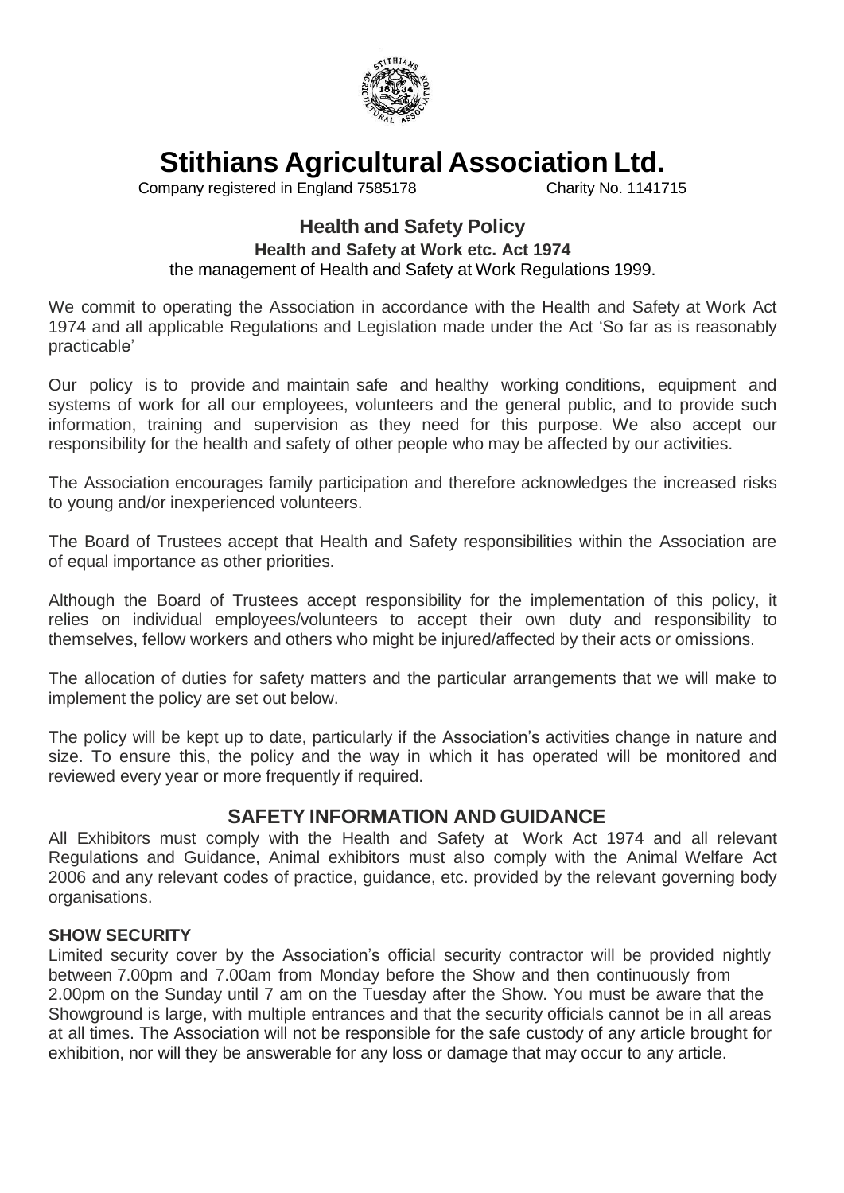# Stithians Agricultural Association Ltd.

Company registered in England 7585178 Charity No. 1141715

## Health and Safety Policy

**Health and Safety at Work etc. Act 1974**

the management of Health and Safety at Work Regulations 1999.

We commit to operating the Association in accordance with the Health and Safety at Work Act 1974 and all applicable Regulations and Legislation made under the Act 'So far as is reasonably practicable'

Our policy is to provide and maintain safe and healthy working conditions, equipment and systems of work for all our employees, volunteers and the general public, and to provide such information, training and supervision as they need for this purpose. We also accept our responsibility for the health and safety of other people who may be affected by our activities.

The Association encourages family participation and therefore acknowledges the increased risks to young and/or inexperienced volunteers.

The Board of Trustees accept that Health and Safety responsibilities within the Association are of equal importance as other priorities.

Although the Board of Trustees accept responsibility for the implementation of this policy, it relies on individual employees/volunteers to accept their own duty and responsibility to themselves, fellow workers and others who might be injured/affected by their acts or omissions.

The allocation of duties for safety matters and the particular arrangements that we will make to implement the policy are set out below.

The policy will be kept up to date, particularly if the Association's activities change in nature and size. To ensure this, the policy and the way in which it has operated will be monitored and reviewed every year or more frequently if required.

## SAFETY INFORMATION AND GUIDANCE

All Exhibitors must comply with the Health and Safety at Work Act 1974 and all relevant Regulations and Guidance, Animal exhibitors must also comply with the Animal Welfare Act 2006 and any relevant codes of practice, guidance, etc. provided by the relevant governing body organisations.

### SHOW SECURITY

Limited security cover by the Association's official security contractor will be provided nightly between 7.00pm and 7.00am from Monday before the Show and then continuously from 2.00pm on the Sunday until 7 am on the Tuesday after the Show. You must be aware that the Showground is large, with multiple entrances and that the security officials cannot be in all areas at all times. The Association will not be responsible for the safe custody of any article brought for exhibition, nor will they be answerable for any loss or damage that may occur to any article.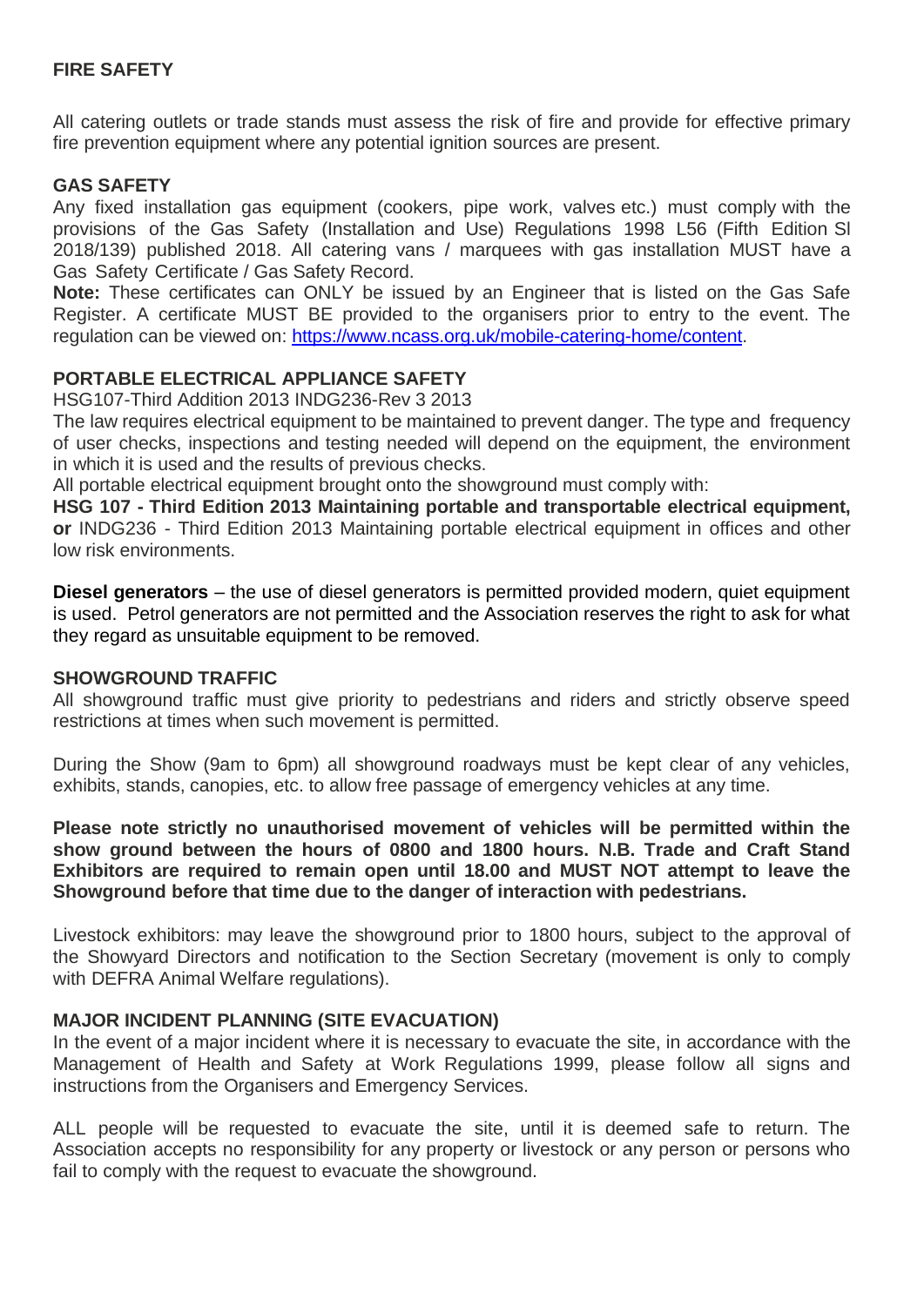## FIRE SAFETY

All catering outlets or trade stands must assess the risk of fire and provide for effective primary fire prevention equipment where any potential ignition sources are present.

## GAS SAFETY

Any fixed installation gas equipment (cookers, pipe work, valves etc.) must comply with the provisions of the Gas Safety (Installation and Use) Regulations 1998 L56 (Fifth Edition Sl 2018/139) published 2018. All catering vans / marquees with gas installation MUST have a Gas Safety Certificate / Gas Safety Record.

**Note:** These certificates can ONLY be issued by an Engineer that is listed on the Gas Safe Register. A certificate MUST BE provided to the organisers prior to entry to the event. The regulation can be viewed on: [https://www.ncass.org.uk/mobile-catering-home/content](https://www.ncass.org.uk/mobile-catering-home/content).

## PORTABLE ELECTRICAL APPLIANCE SAFETY

HSG107-Third Addition 2013 INDG236-Rev 3 2013

The law requires electrical equipment to be maintained to prevent danger. The type and frequency of user checks, inspections and testing needed will depend on the equipment, the environment in which it is used and the results of previous checks.

All portable electrical equipment brought onto the showground must comply with:

**HSG 107 - Third Edition 2013 Maintaining portable and transportable electrical equipment, or** INDG236 - Third Edition 2013 Maintaining portable electrical equipment in offices and other low risk environments.

**Diesel generators** – the use of diesel generators is permitted provided modern, quiet equipment is used. Petrol generators are not permitted and the Association reserves the right to ask for what they regard as unsuitable equipment to be removed.

## SHOWGROUND TRAFFIC

All showground traffic must give priority to pedestrians and riders and strictly observe speed restrictions at times when such movement is permitted.

During the Show (9am to 6pm) all showground roadways must be kept clear of any vehicles, exhibits, stands, canopies, etc. to allow free passage of emergency vehicles at any time.

**Please note strictly no unauthorised movement of vehicles will be permitted within the show ground between the hours of 0800 and 1800 hours. N.B. Trade and Craft Stand Exhibitors are required to remain open until 18.00 and MUST NOT attempt to leave the Showground before that time due to the danger of interaction with pedestrians.**

Livestock exhibitors: may leave the showground prior to 1800 hours, subject to the approval of the Showyard Directors and notification to the Section Secretary (movement is only to comply with DEFRA Animal Welfare regulations).

## MAJOR INCIDENT PLANNING (SITE EVACUATION)

In the event of a major incident where it is necessary to evacuate the site, in accordance with the Management of Health and Safety at Work Regulations 1999, please follow all signs and instructions from the Organisers and Emergency Services.

ALL people will be requested to evacuate the site, until it is deemed safe to return. The Association accepts no responsibility for any property or livestock or any person or persons who fail to comply with the request to evacuate the showground.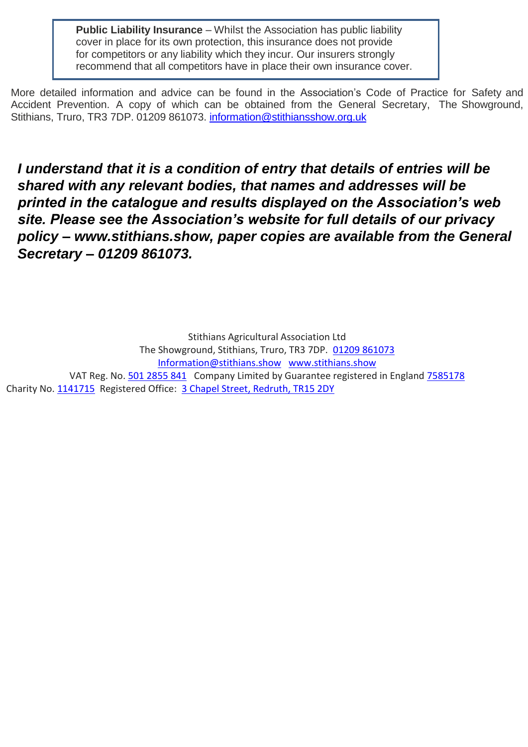**Public Liability Insurance** – Whilst the Association has public liability cover in place for its own protection, this insurance does not provide for competitors or any liability which they incur. Our insurers strongly recommend that all competitors have in place their own insurance cover.

More detailed information and advice can be found in the Association's Code of Practice for Safety and Accident Prevention. A copy of which can be obtained from the General Secretary, The Showground, Stithians, Truro, TR3 7DP. 01209 861073. information@stithiansshow.org.uk

***I understand that it is a condition of entry that details of entries will be shared with any relevant bodies, that names and addresses will be printed in the catalogue and results displayed on the Association's web site. Please see the Association's website for full details of our privacy policy – www.stithians.show, paper copies are available from the General Secretary – 01209 861073.***

Stithians Agricultural Association Ltd
The Showground, Stithians, Truro, TR3 7DP. 01209 861073
Information@stithians.show www.stithians.show
VAT Reg. No. 501 2855 841 Company Limited by Guarantee registered in England 7585178
Charity No. 1141715 Registered Office: 3 Chapel Street, Redruth, TR15 2DY